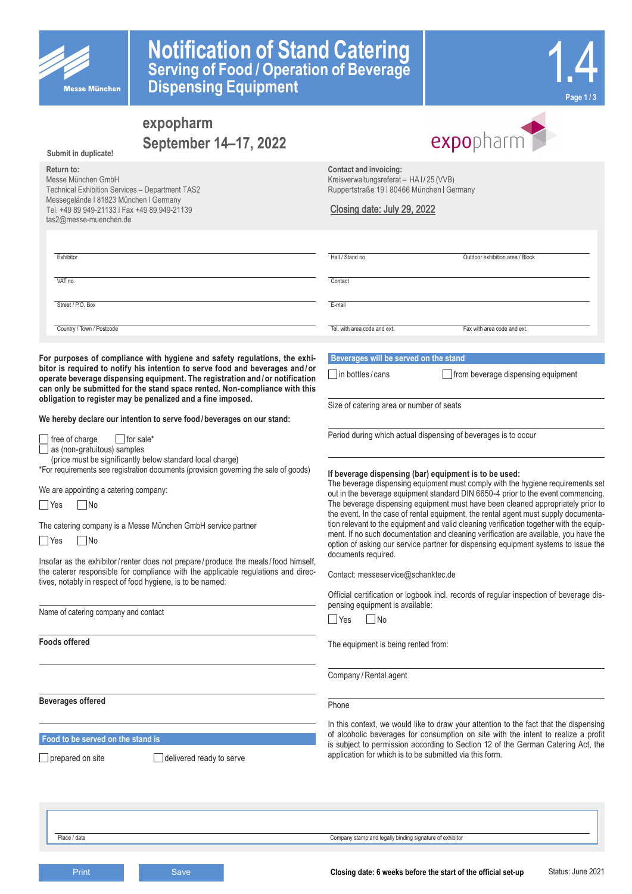# Notification of Stand Catering

## Serving of Food / Operation of Beverage Dispensing Equipment

1.4

Messe München

## expopharm
## September 14–17, 2022

**Submit in duplicate!**

**Return to:**
Messe München GmbH
Technical Exhibition Services – Department TAS2
Messegelände | 81823 München | Germany
Tel. +49 89 949-21133 | Fax +49 89 949-21139
tas2@messe-muenchen.de

**Contact and invoicing:**
Kreisverwaltungsreferat – HA I / 25 (VVB)
Ruppertstraße 19 | 80466 München | Germany

Closing date: July 29, 2022

| | | |
|---|---|---|
| Exhibitor | Hall / Stand no. | Outdoor exhibition area / Block |
| VAT no. | Contact | |
| Street / P.O. Box | E-mail | |
| Country / Town / Postcode | Tel. with area code and ext. | Fax with area code and ext. |

**For purposes of compliance with hygiene and safety regulations, the exhibitor is required to notify his intention to serve food and beverages and / or operate beverage dispensing equipment. The registration and / or notification can only be submitted for the stand space rented. Non-compliance with this obligation to register may be penalized and a fine imposed.**

**We hereby declare our intention to serve food / beverages on our stand:**

- ☐ free of charge ☐ for sale*
- ☐ as (non-gratuitous) samples
  (price must be significantly below standard local charge)

*For requirements see registration documents (provision governing the sale of goods)

We are appointing a catering company:

☐ Yes ☐ No

The catering company is a Messe München GmbH service partner

☐ Yes ☐ No

Insofar as the exhibitor / renter does not prepare / produce the meals / food himself, the caterer responsible for compliance with the applicable regulations and directives, notably in respect of food hygiene, is to be named:

Name of catering company and contact

**Foods offered**

**Beverages offered**

**Food to be served on the stand is**

☐ prepared on site ☐ delivered ready to serve

**Beverages will be served on the stand**

☐ in bottles / cans ☐ from beverage dispensing equipment

Size of catering area or number of seats

Period during which actual dispensing of beverages is to occur

**If beverage dispensing (bar) equipment is to be used:**
The beverage dispensing equipment must comply with the hygiene requirements set out in the beverage equipment standard DIN 6650-4 prior to the event commencing. The beverage dispensing equipment must have been cleaned appropriately prior to the event. In the case of rental equipment, the rental agent must supply documentation relevant to the equipment and valid cleaning verification together with the equipment. If no such documentation and cleaning verification are available, you have the option of asking our service partner for dispensing equipment systems to issue the documents required.

Contact: messeservice@schanktec.de

Official certification or logbook incl. records of regular inspection of beverage dispensing equipment is available:

☐ Yes ☐ No

The equipment is being rented from:

Company / Rental agent

Phone

In this context, we would like to draw your attention to the fact that the dispensing of alcoholic beverages for consumption on site with the intent to realize a profit is subject to permission according to Section 12 of the German Catering Act, the application for which is to be submitted via this form.

| | |
|---|---|
| Place / date | Company stamp and legally binding signature of exhibitor |

Print | Save

**Closing date: 6 weeks before the start of the official set-up**

Status: June 2021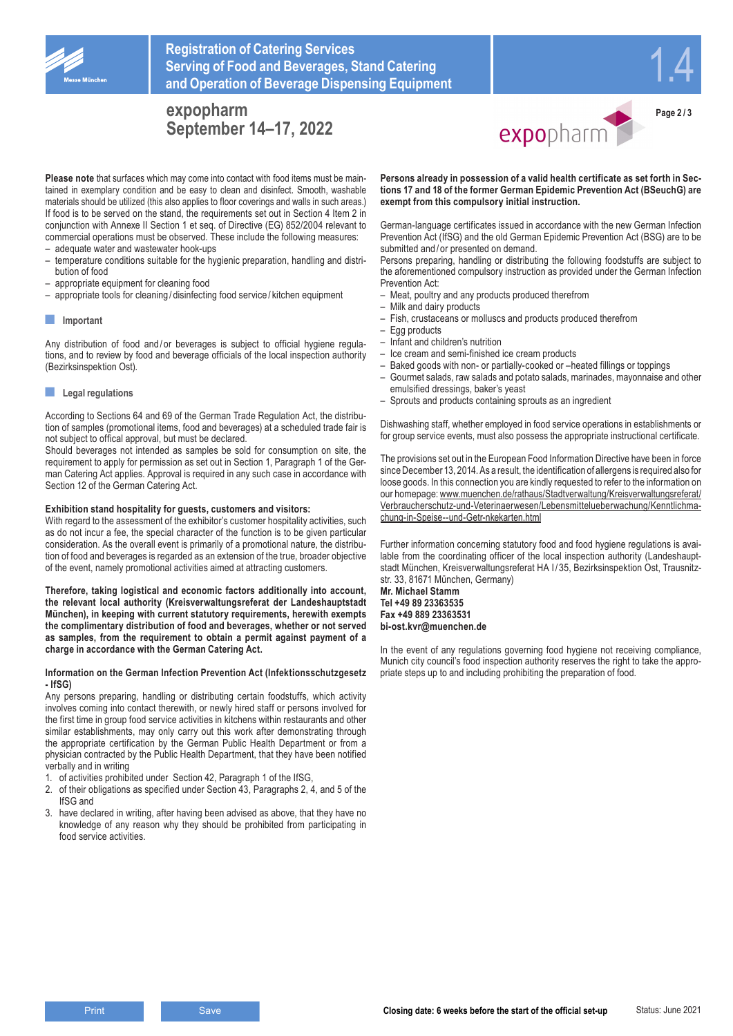**Please note** that surfaces which may come into contact with food items must be maintained in exemplary condition and be easy to clean and disinfect. Smooth, washable materials should be utilized (this also applies to floor coverings and walls in such areas.) If food is to be served on the stand, the requirements set out in Section 4 Item 2 in conjunction with Annexe II Section 1 et seq. of Directive (EG) 852/2004 relevant to commercial operations must be observed. These include the following measures:

- adequate water and wastewater hook-ups
- temperature conditions suitable for the hygienic preparation, handling and distribution of food
- appropriate equipment for cleaning food
- appropriate tools for cleaning / disinfecting food service / kitchen equipment

## Important

Any distribution of food and / or beverages is subject to official hygiene regulations, and to review by food and beverage officials of the local inspection authority (Bezirksinspektion Ost).

## Legal regulations

According to Sections 64 and 69 of the German Trade Regulation Act, the distribution of samples (promotional items, food and beverages) at a scheduled trade fair is not subject to offical approval, but must be declared.
Should beverages not intended as samples be sold for consumption on site, the requirement to apply for permission as set out in Section 1, Paragraph 1 of the German Catering Act applies. Approval is required in any such case in accordance with Section 12 of the German Catering Act.

**Exhibition stand hospitality for guests, customers and visitors:**
With regard to the assessment of the exhibitor's customer hospitality activities, such as do not incur a fee, the special character of the function is to be given particular consideration. As the overall event is primarily of a promotional nature, the distribution of food and beverages is regarded as an extension of the true, broader objective of the event, namely promotional activities aimed at attracting customers.

**Therefore, taking logistical and economic factors additionally into account, the relevant local authority (Kreisverwaltungsreferat der Landeshauptstadt München), in keeping with current statutory requirements, herewith exempts the complimentary distribution of food and beverages, whether or not served as samples, from the requirement to obtain a permit against payment of a charge in accordance with the German Catering Act.**

**Information on the German Infection Prevention Act (Infektionsschutzgesetz - IfSG)**
Any persons preparing, handling or distributing certain foodstuffs, which activity involves coming into contact therewith, or newly hired staff or persons involved for the first time in group food service activities in kitchens within restaurants and other similar establishments, may only carry out this work after demonstrating through the appropriate certification by the German Public Health Department or from a physician contracted by the Public Health Department, that they have been notified verbally and in writing

1. of activities prohibited under Section 42, Paragraph 1 of the IfSG,
2. of their obligations as specified under Section 43, Paragraphs 2, 4, and 5 of the IfSG and
3. have declared in writing, after having been advised as above, that they have no knowledge of any reason why they should be prohibited from participating in food service activities.

**Persons already in possession of a valid health certificate as set forth in Sections 17 and 18 of the former German Epidemic Prevention Act (BSeuchG) are exempt from this compulsory initial instruction.**

German-language certificates issued in accordance with the new German Infection Prevention Act (IfSG) and the old German Epidemic Prevention Act (BSG) are to be submitted and / or presented on demand.
Persons preparing, handling or distributing the following foodstuffs are subject to the aforementioned compulsory instruction as provided under the German Infection Prevention Act:

- Meat, poultry and any products produced therefrom
- Milk and dairy products
- Fish, crustaceans or molluscs and products produced therefrom
- Egg products
- Infant and children's nutrition
- Ice cream and semi-finished ice cream products
- Baked goods with non- or partially-cooked or –heated fillings or toppings
- Gourmet salads, raw salads and potato salads, marinades, mayonnaise and other emulsified dressings, baker's yeast
- Sprouts and products containing sprouts as an ingredient

Dishwashing staff, whether employed in food service operations in establishments or for group service events, must also possess the appropriate instructional certificate.

The provisions set out in the European Food Information Directive have been in force since December 13, 2014. As a result, the identification of allergens is required also for loose goods. In this connection you are kindly requested to refer to the information on our homepage: www.muenchen.de/rathaus/Stadtverwaltung/Kreisverwaltungsreferat/Verbraucherschutz-und-Veterinaerwesen/Lebensmittelueberwachung/Kenntlichmachung-in-Speise--und-Getr-nkekarten.html

Further information concerning statutory food and food hygiene regulations is available from the coordinating officer of the local inspection authority (Landeshauptstadt München, Kreisverwaltungsreferat HA I / 35, Bezirksinspektion Ost, Trausnitzstr. 33, 81671 München, Germany)
**Mr. Michael Stamm**
**Tel +49 89 23363535**
**Fax +49 889 23363531**
**bi-ost.kvr@muenchen.de**

In the event of any regulations governing food hygiene not receiving compliance, Munich city council's food inspection authority reserves the right to take the appropriate steps up to and including prohibiting the preparation of food.

**Closing date: 6 weeks before the start of the official set-up**

Status: June 2021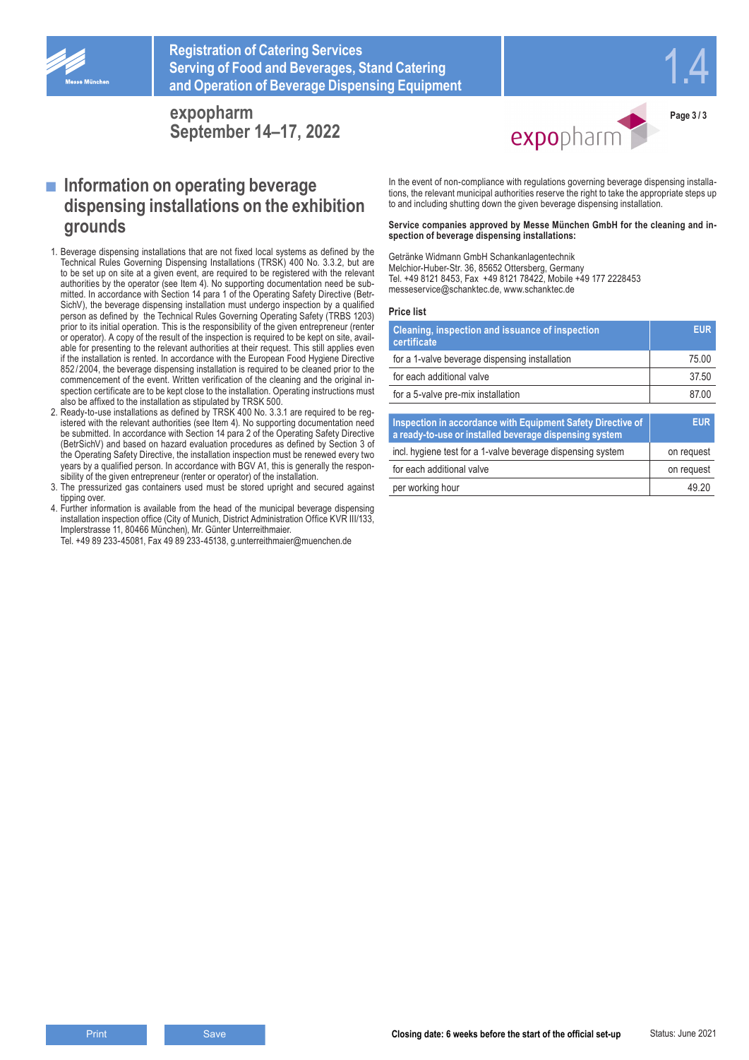# Registration of Catering Services
# Serving of Food and Beverages, Stand Catering and Operation of Beverage Dispensing Equipment

1.4

**expopharm**
**September 14–17, 2022**

## Information on operating beverage dispensing installations on the exhibition grounds

1. Beverage dispensing installations that are not fixed local systems as defined by the Technical Rules Governing Dispensing Installations (TRSK) 400 No. 3.3.2, but are to be set up on site at a given event, are required to be registered with the relevant authorities by the operator (see Item 4). No supporting documentation need be submitted. In accordance with Section 14 para 1 of the Operating Safety Directive (BetrSichV), the beverage dispensing installation must undergo inspection by a qualified person as defined by the Technical Rules Governing Operating Safety (TRBS 1203) prior to its initial operation. This is the responsibility of the given entrepreneur (renter or operator). A copy of the result of the inspection is required to be kept on site, available for presenting to the relevant authorities at their request. This still applies even if the installation is rented. In accordance with the European Food Hygiene Directive 852/2004, the beverage dispensing installation is required to be cleaned prior to the commencement of the event. Written verification of the cleaning and the original inspection certificate are to be kept close to the installation. Operating instructions must also be affixed to the installation as stipulated by TRSK 500.
2. Ready-to-use installations as defined by TRSK 400 No. 3.3.1 are required to be registered with the relevant authorities (see Item 4). No supporting documentation need be submitted. In accordance with Section 14 para 2 of the Operating Safety Directive (BetrSichV) and based on hazard evaluation procedures as defined by Section 3 of the Operating Safety Directive, the installation inspection must be renewed every two years by a qualified person. In accordance with BGV A1, this is generally the responsibility of the given entrepreneur (renter or operator) of the installation.
3. The pressurized gas containers used must be stored upright and secured against tipping over.
4. Further information is available from the head of the municipal beverage dispensing installation inspection office (City of Munich, District Administration Office KVR III/133, Implerstrasse 11, 80466 München), Mr. Günter Unterreithmaier.
   Tel. +49 89 233-45081, Fax 49 89 233-45138, g.unterreithmaier@muenchen.de

In the event of non-compliance with regulations governing beverage dispensing installations, the relevant municipal authorities reserve the right to take the appropriate steps up to and including shutting down the given beverage dispensing installation.

**Service companies approved by Messe München GmbH for the cleaning and inspection of beverage dispensing installations:**

Getränke Widmann GmbH Schankanlagentechnik
Melchior-Huber-Str. 36, 85652 Ottersberg, Germany
Tel. +49 8121 8453, Fax +49 8121 78422, Mobile +49 177 2228453
messeservice@schanktec.de, www.schanktec.de

**Price list**

| Cleaning, inspection and issuance of inspection certificate | EUR |
|---|---|
| for a 1-valve beverage dispensing installation | 75.00 |
| for each additional valve | 37.50 |
| for a 5-valve pre-mix installation | 87.00 |

| Inspection in accordance with Equipment Safety Directive of a ready-to-use or installed beverage dispensing system | EUR |
|---|---|
| incl. hygiene test for a 1-valve beverage dispensing system | on request |
| for each additional valve | on request |
| per working hour | 49.20 |

**Closing date: 6 weeks before the start of the official set-up**

Status: June 2021